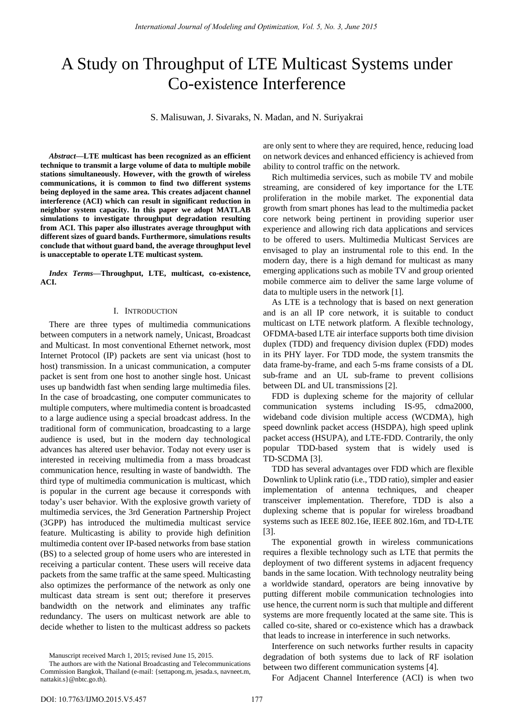# A Study on Throughput of LTE Multicast Systems under Co-existence Interference

S. Malisuwan, J. Sivaraks, N. Madan, and N. Suriyakrai

***Abstract*—LTE multicast has been recognized as an efficient technique to transmit a large volume of data to multiple mobile stations simultaneously. However, with the growth of wireless communications, it is common to find two different systems being deployed in the same area. This creates adjacent channel interference (ACI) which can result in significant reduction in neighbor system capacity. In this paper we adopt MATLAB simulations to investigate throughput degradation resulting from ACI. This paper also illustrates average throughput with different sizes of guard bands. Furthermore, simulations results conclude that without guard band, the average throughput level is unacceptable to operate LTE multicast system.**

***Index Terms*—Throughput, LTE, multicast, co-existence, ACI.**

## I. Introduction

There are three types of multimedia communications between computers in a network namely, Unicast, Broadcast and Multicast. In most conventional Ethernet network, most Internet Protocol (IP) packets are sent via unicast (host to host) transmission. In a unicast communication, a computer packet is sent from one host to another single host. Unicast uses up bandwidth fast when sending large multimedia files. In the case of broadcasting, one computer communicates to multiple computers, where multimedia content is broadcasted to a large audience using a special broadcast address. In the traditional form of communication, broadcasting to a large audience is used, but in the modern day technological advances has altered user behavior. Today not every user is interested in receiving multimedia from a mass broadcast communication hence, resulting in waste of bandwidth. The third type of multimedia communication is multicast, which is popular in the current age because it corresponds with today's user behavior. With the explosive growth variety of multimedia services, the 3rd Generation Partnership Project (3GPP) has introduced the multimedia multicast service feature. Multicasting is ability to provide high definition multimedia content over IP-based networks from base station (BS) to a selected group of home users who are interested in receiving a particular content. These users will receive data packets from the same traffic at the same speed. Multicasting also optimizes the performance of the network as only one multicast data stream is sent out; therefore it preserves bandwidth on the network and eliminates any traffic redundancy. The users on multicast network are able to decide whether to listen to the multicast address so packets are only sent to where they are required, hence, reducing load on network devices and enhanced efficiency is achieved from ability to control traffic on the network.

Rich multimedia services, such as mobile TV and mobile streaming, are considered of key importance for the LTE proliferation in the mobile market. The exponential data growth from smart phones has lead to the multimedia packet core network being pertinent in providing superior user experience and allowing rich data applications and services to be offered to users. Multimedia Multicast Services are envisaged to play an instrumental role to this end. In the modern day, there is a high demand for multicast as many emerging applications such as mobile TV and group oriented mobile commerce aim to deliver the same large volume of data to multiple users in the network [1].

As LTE is a technology that is based on next generation and is an all IP core network, it is suitable to conduct multicast on LTE network platform. A flexible technology, OFDMA-based LTE air interface supports both time division duplex (TDD) and frequency division duplex (FDD) modes in its PHY layer. For TDD mode, the system transmits the data frame-by-frame, and each 5-ms frame consists of a DL sub-frame and an UL sub-frame to prevent collisions between DL and UL transmissions [2].

FDD is duplexing scheme for the majority of cellular communication systems including IS-95, cdma2000, wideband code division multiple access (WCDMA), high speed downlink packet access (HSDPA), high speed uplink packet access (HSUPA), and LTE-FDD. Contrarily, the only popular TDD-based system that is widely used is TD-SCDMA [3].

TDD has several advantages over FDD which are flexible Downlink to Uplink ratio (i.e., TDD ratio), simpler and easier implementation of antenna techniques, and cheaper transceiver implementation. Therefore, TDD is also a duplexing scheme that is popular for wireless broadband systems such as IEEE 802.16e, IEEE 802.16m, and TD-LTE [3].

The exponential growth in wireless communications requires a flexible technology such as LTE that permits the deployment of two different systems in adjacent frequency bands in the same location. With technology neutrality being a worldwide standard, operators are being innovative by putting different mobile communication technologies into use hence, the current norm is such that multiple and different systems are more frequently located at the same site. This is called co-site, shared or co-existence which has a drawback that leads to increase in interference in such networks.

Interference on such networks further results in capacity degradation of both systems due to lack of RF isolation between two different communication systems [4].

For Adjacent Channel Interference (ACI) is when two

Manuscript received March 1, 2015; revised June 15, 2015.

The authors are with the National Broadcasting and Telecommunications Commission Bangkok, Thailand (e-mail: {settapong.m, jesada.s, navneet.m, nattakit.s}@nbtc.go.th).

DOI: 10.7763/IJMO.2015.V5.457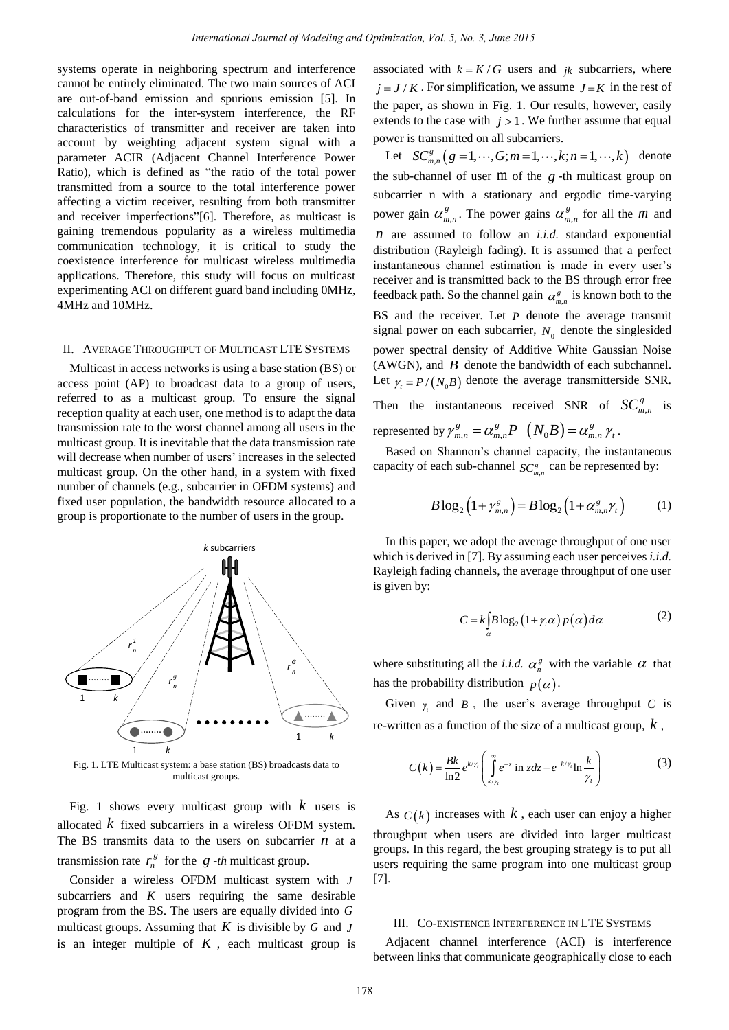systems operate in neighboring spectrum and interference cannot be entirely eliminated. The two main sources of ACI are out-of-band emission and spurious emission [5]. In calculations for the inter-system interference, the RF characteristics of transmitter and receiver are taken into account by weighting adjacent system signal with a parameter ACIR (Adjacent Channel Interference Power Ratio), which is defined as "the ratio of the total power transmitted from a source to the total interference power affecting a victim receiver, resulting from both transmitter and receiver imperfections"[6]. Therefore, as multicast is gaining tremendous popularity as a wireless multimedia communication technology, it is critical to study the coexistence interference for multicast wireless multimedia applications. Therefore, this study will focus on multicast experimenting ACI on different guard band including 0MHz, 4MHz and 10MHz.

## II. Average Throughput of Multicast LTE Systems

Multicast in access networks is using a base station (BS) or access point (AP) to broadcast data to a group of users, referred to as a multicast group. To ensure the signal reception quality at each user, one method is to adapt the data transmission rate to the worst channel among all users in the multicast group. It is inevitable that the data transmission rate will decrease when number of users' increases in the selected multicast group. On the other hand, in a system with fixed number of channels (e.g., subcarrier in OFDM systems) and fixed user population, the bandwidth resource allocated to a group is proportionate to the number of users in the group.

Fig. 1. LTE Multicast system: a base station (BS) broadcasts data to multicast groups.

Fig. 1 shows every multicast group with $k$ users is allocated $k$ fixed subcarriers in a wireless OFDM system. The BS transmits data to the users on subcarrier $n$ at a transmission rate $r_n^g$ for the $g$ -*th* multicast group.

Consider a wireless OFDM multicast system with $J$ subcarriers and $K$ users requiring the same desirable program from the BS. The users are equally divided into $G$ multicast groups. Assuming that $K$ is divisible by $G$ and $J$ is an integer multiple of $K$, each multicast group is associated with $k = K/G$ users and $jk$ subcarriers, where $j = J/K$. For simplification, we assume $J = K$ in the rest of the paper, as shown in Fig. 1. Our results, however, easily extends to the case with $j > 1$. We further assume that equal power is transmitted on all subcarriers.

Let $SC_{m,n}^g \left(g = 1,\cdots,G; m = 1,\cdots,k; n = 1,\cdots,k\right)$ denote the sub-channel of user $m$ of the $g$ -th multicast group on subcarrier n with a stationary and ergodic time-varying power gain $\alpha_{m,n}^g$. The power gains $\alpha_{m,n}^g$ for all the $m$ and $n$ are assumed to follow an *i.i.d.* standard exponential distribution (Rayleigh fading). It is assumed that a perfect instantaneous channel estimation is made in every user's receiver and is transmitted back to the BS through error free feedback path. So the channel gain $\alpha_{m,n}^g$ is known both to the BS and the receiver. Let $P$ denote the average transmit signal power on each subcarrier, $N_0$ denote the singlesided power spectral density of Additive White Gaussian Noise (AWGN), and $B$ denote the bandwidth of each subchannel. Let $\gamma_t = P/(N_0 B)$ denote the average transmitterside SNR. Then the instantaneous received SNR of $SC_{m,n}^g$ is represented by $\gamma_{m,n}^g = \alpha_{m,n}^g P \ \left(N_0 B\right) = \alpha_{m,n}^g \gamma_t$.

Based on Shannon's channel capacity, the instantaneous capacity of each sub-channel $SC_{m,n}^g$ can be represented by:

$$B\log_2\left(1+\gamma_{m,n}^g\right) = B\log_2\left(1+\alpha_{m,n}^g\gamma_t\right) \tag{1}$$

In this paper, we adopt the average throughput of one user which is derived in [7]. By assuming each user perceives *i.i.d.* Rayleigh fading channels, the average throughput of one user is given by:

$$C = k\int_{\alpha} B\log_2\left(1+\gamma_t\alpha\right)p\left(\alpha\right)d\alpha \tag{2}$$

where substituting all the *i.i.d.* $\alpha_n^g$ with the variable $\alpha$ that has the probability distribution $p(\alpha)$.

Given $\gamma_t$ and $B$, the user's average throughput $C$ is re-written as a function of the size of a multicast group, $k$,

$$C(k) = \frac{Bk}{\ln 2} e^{k/\gamma_t} \left( \int_{k/\gamma_t}^{\infty} e^{-z} \text{ in } z dz - e^{-k/\gamma_t} \ln\frac{k}{\gamma_t} \right) \tag{3}$$

As $C(k)$ increases with $k$, each user can enjoy a higher throughput when users are divided into larger multicast groups. In this regard, the best grouping strategy is to put all users requiring the same program into one multicast group [7].

## III. Co-existence Interference in LTE Systems

Adjacent channel interference (ACI) is interference between links that communicate geographically close to each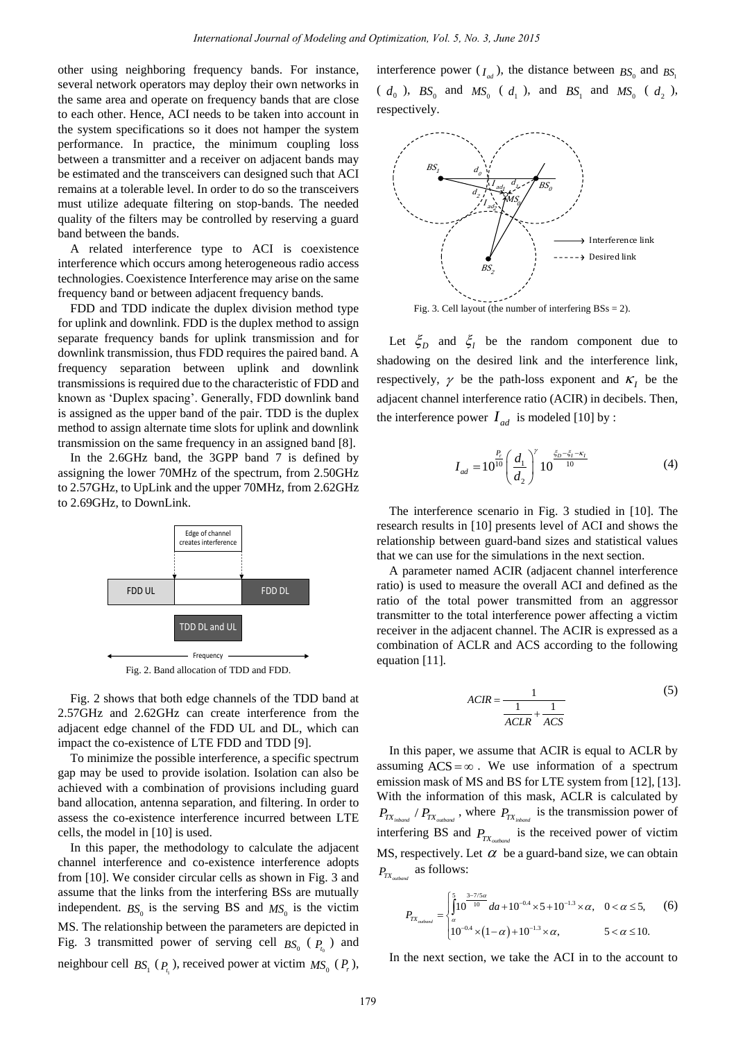other using neighboring frequency bands. For instance, several network operators may deploy their own networks in the same area and operate on frequency bands that are close to each other. Hence, ACI needs to be taken into account in the system specifications so it does not hamper the system performance. In practice, the minimum coupling loss between a transmitter and a receiver on adjacent bands may be estimated and the transceivers can designed such that ACI remains at a tolerable level. In order to do so the transceivers must utilize adequate filtering on stop-bands. The needed quality of the filters may be controlled by reserving a guard band between the bands.

A related interference type to ACI is coexistence interference which occurs among heterogeneous radio access technologies. Coexistence Interference may arise on the same frequency band or between adjacent frequency bands.

FDD and TDD indicate the duplex division method type for uplink and downlink. FDD is the duplex method to assign separate frequency bands for uplink transmission and for downlink transmission, thus FDD requires the paired band. A frequency separation between uplink and downlink transmissions is required due to the characteristic of FDD and known as 'Duplex spacing'. Generally, FDD downlink band is assigned as the upper band of the pair. TDD is the duplex method to assign alternate time slots for uplink and downlink transmission on the same frequency in an assigned band [8].

In the 2.6GHz band, the 3GPP band 7 is defined by assigning the lower 70MHz of the spectrum, from 2.50GHz to 2.57GHz, to UpLink and the upper 70MHz, from 2.62GHz to 2.69GHz, to DownLink.

Edge of channel creates interference

FDD UL | FDD DL

TDD DL and UL

Frequency

Fig. 2. Band allocation of TDD and FDD.

Fig. 2 shows that both edge channels of the TDD band at 2.57GHz and 2.62GHz can create interference from the adjacent edge channel of the FDD UL and DL, which can impact the co-existence of LTE FDD and TDD [9].

To minimize the possible interference, a specific spectrum gap may be used to provide isolation. Isolation can also be achieved with a combination of provisions including guard band allocation, antenna separation, and filtering. In order to assess the co-existence interference incurred between LTE cells, the model in [10] is used.

In this paper, the methodology to calculate the adjacent channel interference and co-existence interference adopts from [10]. We consider circular cells as shown in Fig. 3 and assume that the links from the interfering BSs are mutually independent. $BS_0$ is the serving BS and $MS_0$ is the victim MS. The relationship between the parameters are depicted in Fig. 3 transmitted power of serving cell $BS_0$ ($P_{t_0}$) and neighbour cell $BS_1$ ($P_{t_1}$), received power at victim $MS_0$ ($P_r$), interference power ($I_{ad}$), the distance between $BS_0$ and $BS_1$ ($d_0$), $BS_0$ and $MS_0$ ($d_1$), and $BS_1$ and $MS_0$ ($d_2$), respectively.

Fig. 3. Cell layout (the number of interfering BSs = 2).

Let $\xi_D$ and $\xi_I$ be the random component due to shadowing on the desired link and the interference link, respectively, $\gamma$ be the path-loss exponent and $\kappa_I$ be the adjacent channel interference ratio (ACIR) in decibels. Then, the interference power $I_{ad}$ is modeled [10] by :

$$I_{ad} = 10^{\frac{P_r}{10}} \left( \frac{d_1}{d_2} \right)^{\gamma} 10^{\frac{\xi_D - \xi_I - \kappa_I}{10}} \tag{4}$$

The interference scenario in Fig. 3 studied in [10]. The research results in [10] presents level of ACI and shows the relationship between guard-band sizes and statistical values that we can use for the simulations in the next section.

A parameter named ACIR (adjacent channel interference ratio) is used to measure the overall ACI and defined as the ratio of the total power transmitted from an aggressor transmitter to the total interference power affecting a victim receiver in the adjacent channel. The ACIR is expressed as a combination of ACLR and ACS according to the following equation [11].

$$ACIR = \frac{1}{\frac{1}{ACLR} + \frac{1}{ACS}} \tag{5}$$

In this paper, we assume that ACIR is equal to ACLR by assuming $ACS = \infty$. We use information of a spectrum emission mask of MS and BS for LTE system from [12], [13]. With the information of this mask, ACLR is calculated by $P_{TX_{inband}} / P_{TX_{outband}}$, where $P_{TX_{inband}}$ is the transmission power of interfering BS and $P_{TX_{outband}}$ is the received power of victim MS, respectively. Let $\alpha$ be a guard-band size, we can obtain $P_{TX_{outband}}$ as follows:

$$P_{TX_{outband}} = \begin{cases} \int_{\alpha}^{5} 10^{\frac{3-7/5a}{10}} da + 10^{-0.4} \times 5 + 10^{-1.3} \times \alpha, & 0 < \alpha \le 5, \\ 10^{-0.4} \times (1-\alpha) + 10^{-1.3} \times \alpha, & 5 < \alpha \le 10. \end{cases} \tag{6}$$

In the next section, we take the ACI in to the account to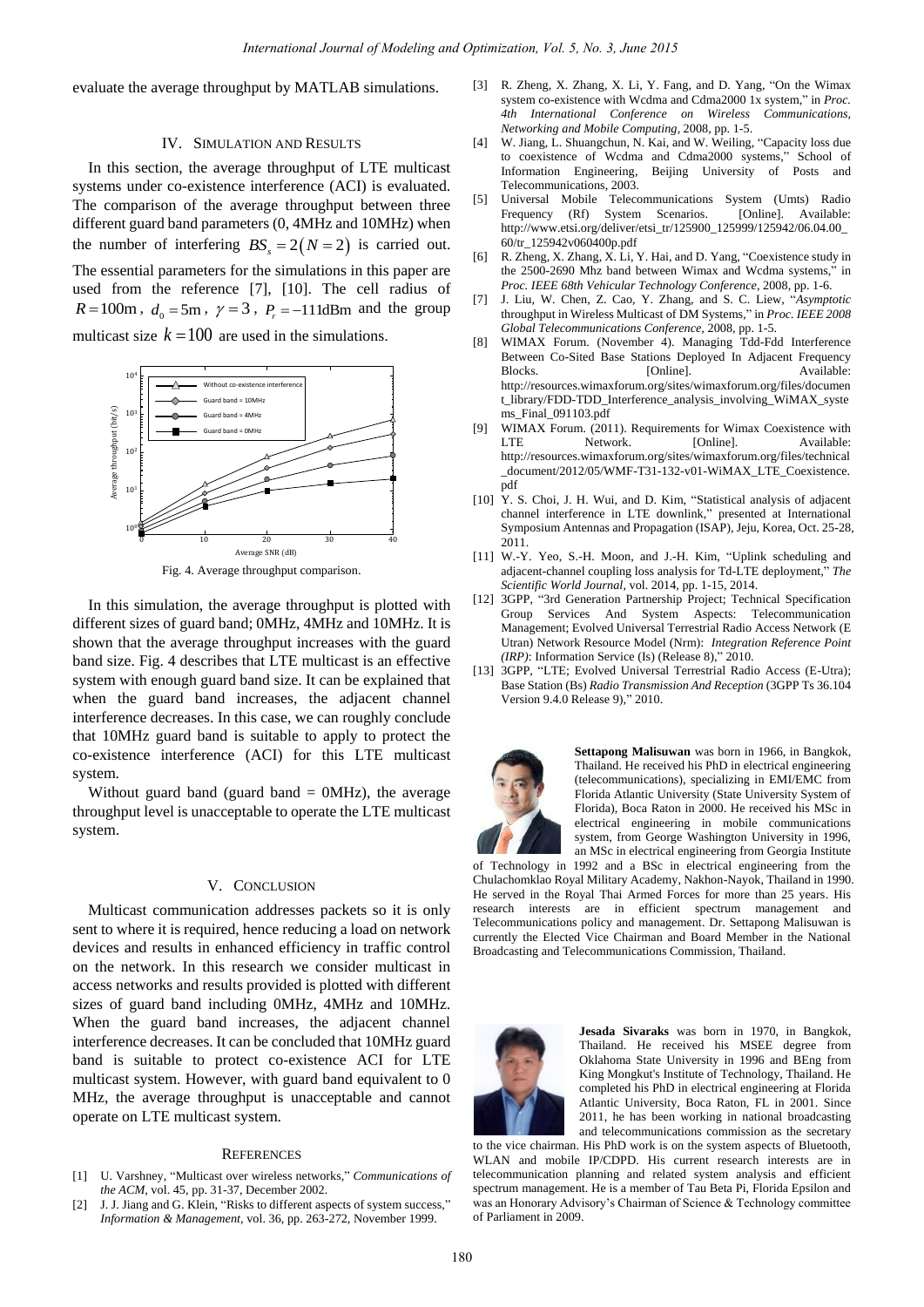evaluate the average throughput by MATLAB simulations.

## IV. Simulation and Results

In this section, the average throughput of LTE multicast systems under co-existence interference (ACI) is evaluated. The comparison of the average throughput between three different guard band parameters (0, 4MHz and 10MHz) when the number of interfering $BS_s = 2(N = 2)$ is carried out. The essential parameters for the simulations in this paper are used from the reference [7], [10]. The cell radius of $R = 100\text{m}$, $d_0 = 5\text{m}$, $\gamma = 3$, $P_r = -111\text{dBm}$ and the group multicast size $k = 100$ are used in the simulations.

Fig. 4. Average throughput comparison.

In this simulation, the average throughput is plotted with different sizes of guard band; 0MHz, 4MHz and 10MHz. It is shown that the average throughput increases with the guard band size. Fig. 4 describes that LTE multicast is an effective system with enough guard band size. It can be explained that when the guard band increases, the adjacent channel interference decreases. In this case, we can roughly conclude that 10MHz guard band is suitable to apply to protect the co-existence interference (ACI) for this LTE multicast system.

Without guard band (guard band = 0MHz), the average throughput level is unacceptable to operate the LTE multicast system.

## V. Conclusion

Multicast communication addresses packets so it is only sent to where it is required, hence reducing a load on network devices and results in enhanced efficiency in traffic control on the network. In this research we consider multicast in access networks and results provided is plotted with different sizes of guard band including 0MHz, 4MHz and 10MHz. When the guard band increases, the adjacent channel interference decreases. It can be concluded that 10MHz guard band is suitable to protect co-existence ACI for LTE multicast system. However, with guard band equivalent to 0 MHz, the average throughput is unacceptable and cannot operate on LTE multicast system.

## References

[1] U. Varshney, "Multicast over wireless networks," *Communications of the ACM*, vol. 45, pp. 31-37, December 2002.

[2] J. J. Jiang and G. Klein, "Risks to different aspects of system success," *Information & Management*, vol. 36, pp. 263-272, November 1999.

[3] R. Zheng, X. Zhang, X. Li, Y. Fang, and D. Yang, "On the Wimax system co-existence with Wcdma and Cdma2000 1x system," in *Proc. 4th International Conference on Wireless Communications, Networking and Mobile Computing*, 2008, pp. 1-5.

[4] W. Jiang, L. Shuangchun, N. Kai, and W. Weiling, "Capacity loss due to coexistence of Wcdma and Cdma2000 systems," School of Information Engineering, Beijing University of Posts and Telecommunications, 2003.

[5] Universal Mobile Telecommunications System (Umts) Radio Frequency (Rf) System Scenarios. [Online]. Available: http://www.etsi.org/deliver/etsi_tr/125900_125999/125942/06.04.00_60/tr_125942v060400p.pdf

[6] R. Zheng, X. Zhang, X. Li, Y. Hai, and D. Yang, "Coexistence study in the 2500-2690 Mhz band between Wimax and Wcdma systems," in *Proc. IEEE 68th Vehicular Technology Conference*, 2008, pp. 1-6.

[7] J. Liu, W. Chen, Z. Cao, Y. Zhang, and S. C. Liew, "*Asymptotic* throughput in Wireless Multicast of DM Systems," in *Proc. IEEE 2008 Global Telecommunications Conference*, 2008, pp. 1-5.

[8] WIMAX Forum. (November 4). Managing Tdd-Fdd Interference Between Co-Sited Base Stations Deployed In Adjacent Frequency Blocks. [Online]. Available: http://resources.wimaxforum.org/sites/wimaxforum.org/files/document_library/FDD-TDD_Interference_analysis_involving_WiMAX_systems_Final_091103.pdf

[9] WIMAX Forum. (2011). Requirements for Wimax Coexistence with LTE Network. [Online]. Available: http://resources.wimaxforum.org/sites/wimaxforum.org/files/technical_document/2012/05/WMF-T31-132-v01-WiMAX_LTE_Coexistence.pdf

[10] Y. S. Choi, J. H. Wui, and D. Kim, "Statistical analysis of adjacent channel interference in LTE downlink," presented at International Symposium Antennas and Propagation (ISAP), Jeju, Korea, Oct. 25-28, 2011.

[11] W.-Y. Yeo, S.-H. Moon, and J.-H. Kim, "Uplink scheduling and adjacent-channel coupling loss analysis for Td-LTE deployment," *The Scientific World Journal*, vol. 2014, pp. 1-15, 2014.

[12] 3GPP, "3rd Generation Partnership Project; Technical Specification Group Services And System Aspects: Telecommunication Management; Evolved Universal Terrestrial Radio Access Network (E Utran) Network Resource Model (Nrm): *Integration Reference Point (IRP)*: Information Service (Is) (Release 8)," 2010.

[13] 3GPP, "LTE; Evolved Universal Terrestrial Radio Access (E-Utra); Base Station (Bs) *Radio Transmission And Reception* (3GPP Ts 36.104 Version 9.4.0 Release 9)," 2010.

**Settapong Malisuwan** was born in 1966, in Bangkok, Thailand. He received his PhD in electrical engineering (telecommunications), specializing in EMI/EMC from Florida Atlantic University (State University System of Florida), Boca Raton in 2000. He received his MSc in electrical engineering in mobile communications system, from George Washington University in 1996, an MSc in electrical engineering from Georgia Institute of Technology in 1992 and a BSc in electrical engineering from the Chulachomklao Royal Military Academy, Nakhon-Nayok, Thailand in 1990. He served in the Royal Thai Armed Forces for more than 25 years. His research interests are in efficient spectrum management and Telecommunications policy and management. Dr. Settapong Malisuwan is currently the Elected Vice Chairman and Board Member in the National Broadcasting and Telecommunications Commission, Thailand.

**Jesada Sivaraks** was born in 1970, in Bangkok, Thailand. He received his MSEE degree from Oklahoma State University in 1996 and BEng from King Mongkut's Institute of Technology, Thailand. He completed his PhD in electrical engineering at Florida Atlantic University, Boca Raton, FL in 2001. Since 2011, he has been working in national broadcasting and telecommunications commission as the secretary to the vice chairman. His PhD work is on the system aspects of Bluetooth, WLAN and mobile IP/CDPD. His current research interests are in telecommunication planning and related system analysis and efficient spectrum management. He is a member of Tau Beta Pi, Florida Epsilon and was an Honorary Advisory's Chairman of Science & Technology committee of Parliament in 2009.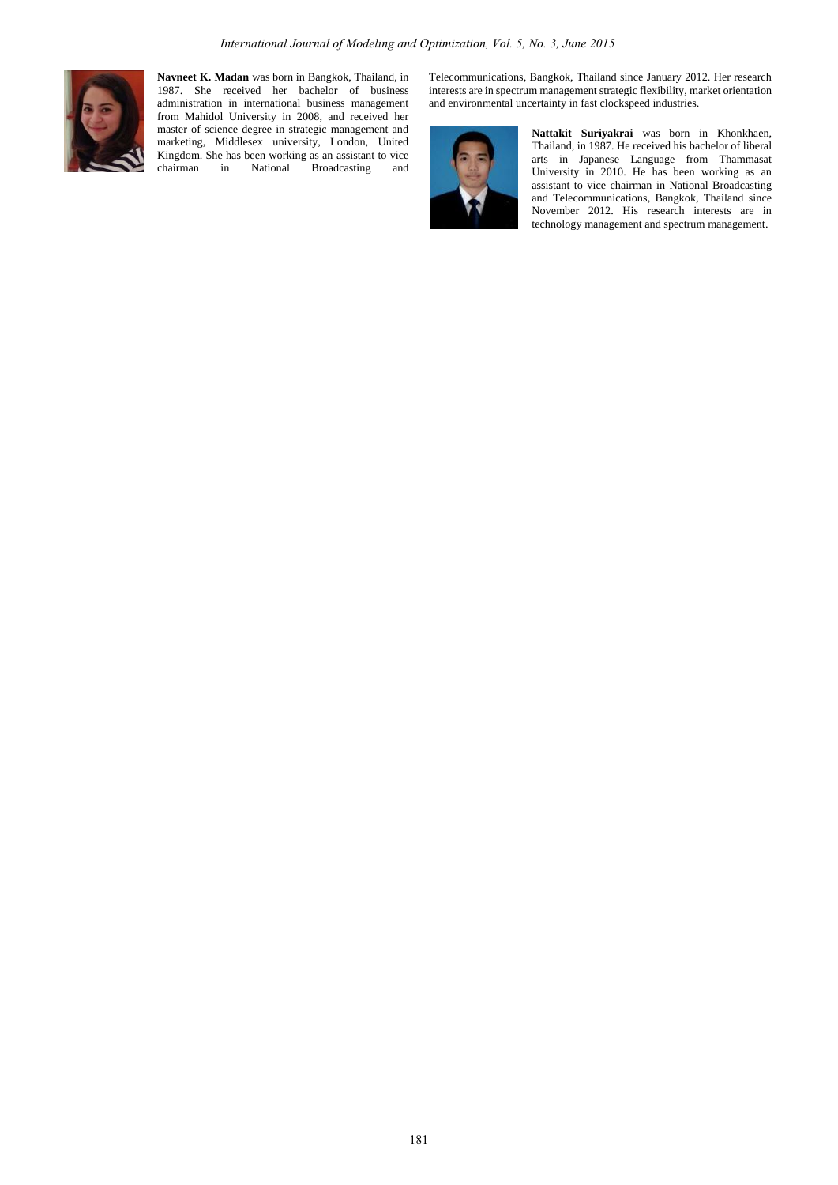**Navneet K. Madan** was born in Bangkok, Thailand, in 1987. She received her bachelor of business administration in international business management from Mahidol University in 2008, and received her master of science degree in strategic management and marketing, Middlesex university, London, United Kingdom. She has been working as an assistant to vice chairman in National Broadcasting and Telecommunications, Bangkok, Thailand since January 2012. Her research interests are in spectrum management strategic flexibility, market orientation and environmental uncertainty in fast clockspeed industries.

**Nattakit Suriyakrai** was born in Khonkhaen, Thailand, in 1987. He received his bachelor of liberal arts in Japanese Language from Thammasat University in 2010. He has been working as an assistant to vice chairman in National Broadcasting and Telecommunications, Bangkok, Thailand since November 2012. His research interests are in technology management and spectrum management.